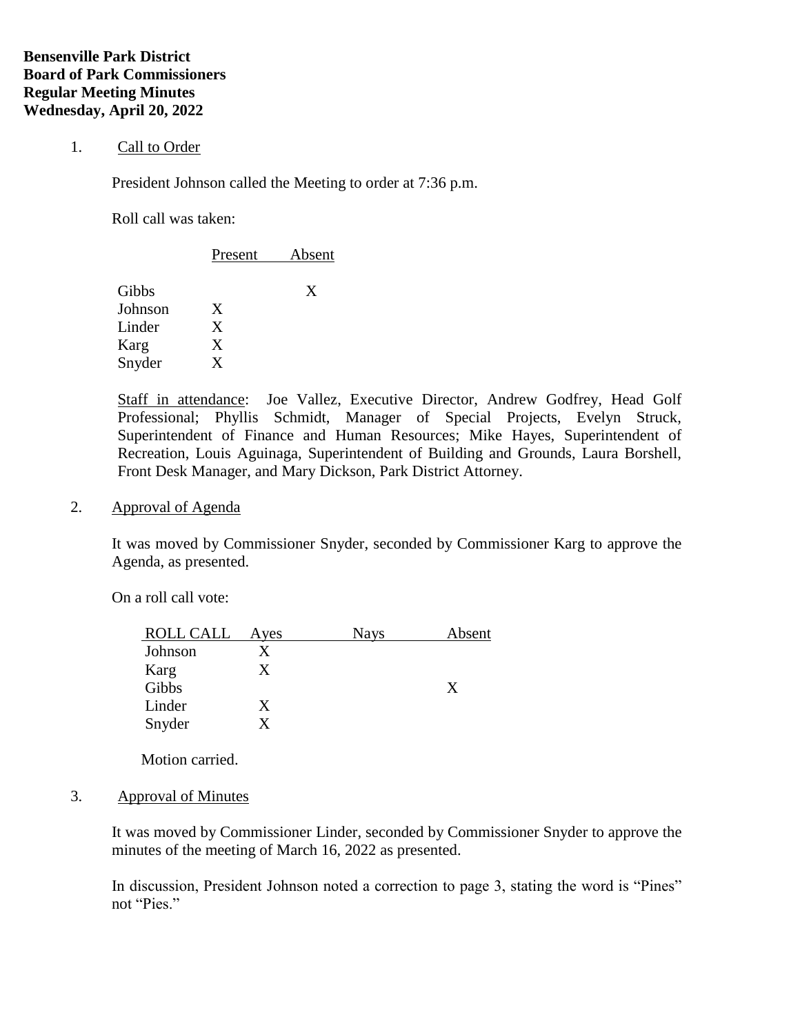**Bensenville Park District**
**Board of Park Commissioners**
**Regular Meeting Minutes**
**Wednesday, April 20, 2022**

1. Call to Order

President Johnson called the Meeting to order at 7:36 p.m.

Roll call was taken:

| | Present | Absent |
|---|---|---|
| Gibbs | | X |
| Johnson | X | |
| Linder | X | |
| Karg | X | |
| Snyder | X | |

Staff in attendance: Joe Vallez, Executive Director, Andrew Godfrey, Head Golf Professional; Phyllis Schmidt, Manager of Special Projects, Evelyn Struck, Superintendent of Finance and Human Resources; Mike Hayes, Superintendent of Recreation, Louis Aguinaga, Superintendent of Building and Grounds, Laura Borshell, Front Desk Manager, and Mary Dickson, Park District Attorney.

2. Approval of Agenda

It was moved by Commissioner Snyder, seconded by Commissioner Karg to approve the Agenda, as presented.

On a roll call vote:

| ROLL CALL | Ayes | Nays | Absent |
|---|---|---|---|
| Johnson | X | | |
| Karg | X | | |
| Gibbs | | | X |
| Linder | X | | |
| Snyder | X | | |

Motion carried.

3. Approval of Minutes

It was moved by Commissioner Linder, seconded by Commissioner Snyder to approve the minutes of the meeting of March 16, 2022 as presented.

In discussion, President Johnson noted a correction to page 3, stating the word is "Pines" not "Pies."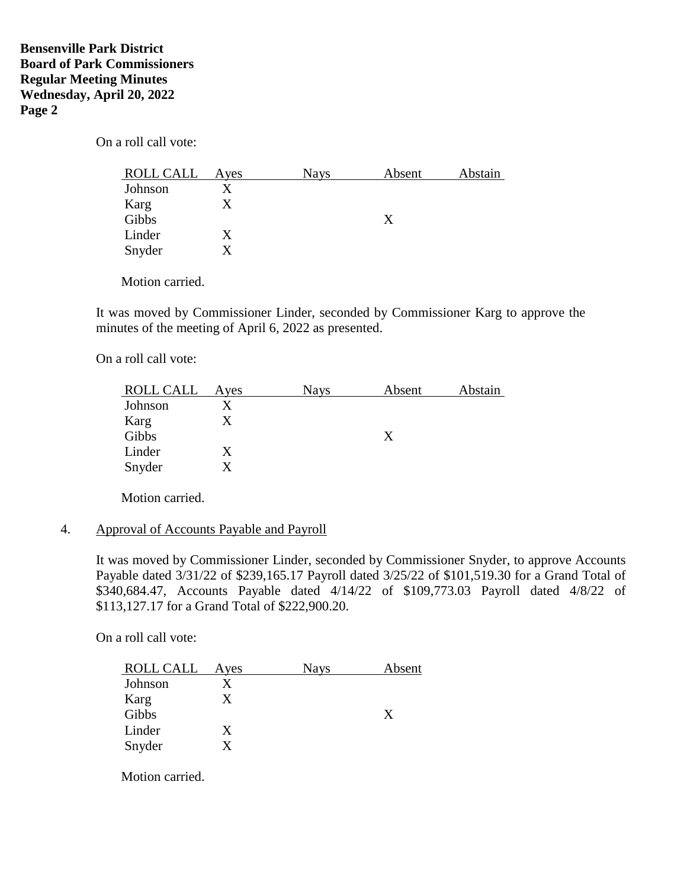On a roll call vote:

| ROLL CALL | Ayes | Nays | Absent | Abstain |
|---|---|---|---|---|
| Johnson | X | | | |
| Karg | X | | | |
| Gibbs | | | X | |
| Linder | X | | | |
| Snyder | X | | | |

Motion carried.

It was moved by Commissioner Linder, seconded by Commissioner Karg to approve the minutes of the meeting of April 6, 2022 as presented.

On a roll call vote:

| ROLL CALL | Ayes | Nays | Absent | Abstain |
|---|---|---|---|---|
| Johnson | X | | | |
| Karg | X | | | |
| Gibbs | | | X | |
| Linder | X | | | |
| Snyder | X | | | |

Motion carried.

4. Approval of Accounts Payable and Payroll

It was moved by Commissioner Linder, seconded by Commissioner Snyder, to approve Accounts Payable dated 3/31/22 of $239,165.17 Payroll dated 3/25/22 of $101,519.30 for a Grand Total of $340,684.47, Accounts Payable dated 4/14/22 of $109,773.03 Payroll dated 4/8/22 of $113,127.17 for a Grand Total of $222,900.20.

On a roll call vote:

| ROLL CALL | Ayes | Nays | Absent |
|---|---|---|---|
| Johnson | X | | |
| Karg | X | | |
| Gibbs | | | X |
| Linder | X | | |
| Snyder | X | | |

Motion carried.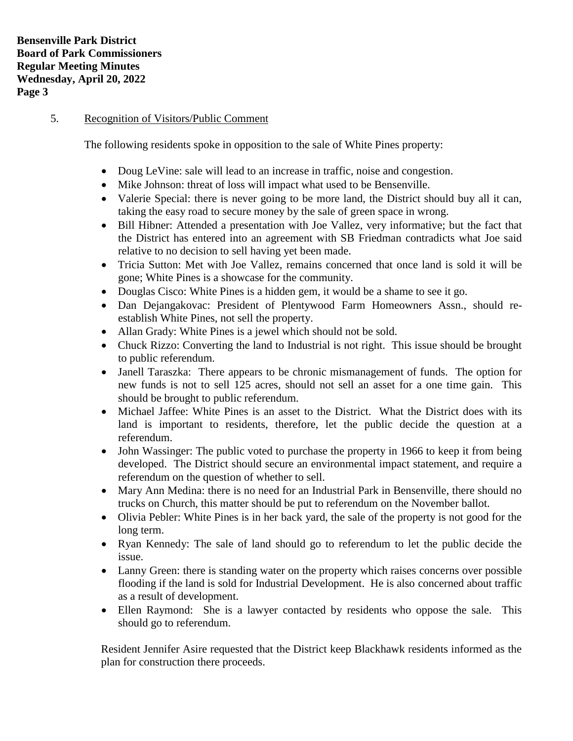5. Recognition of Visitors/Public Comment

The following residents spoke in opposition to the sale of White Pines property:

- Doug LeVine: sale will lead to an increase in traffic, noise and congestion.
- Mike Johnson: threat of loss will impact what used to be Bensenville.
- Valerie Special: there is never going to be more land, the District should buy all it can, taking the easy road to secure money by the sale of green space in wrong.
- Bill Hibner: Attended a presentation with Joe Vallez, very informative; but the fact that the District has entered into an agreement with SB Friedman contradicts what Joe said relative to no decision to sell having yet been made.
- Tricia Sutton: Met with Joe Vallez, remains concerned that once land is sold it will be gone; White Pines is a showcase for the community.
- Douglas Cisco: White Pines is a hidden gem, it would be a shame to see it go.
- Dan Dejangakovac: President of Plentywood Farm Homeowners Assn., should re-establish White Pines, not sell the property.
- Allan Grady: White Pines is a jewel which should not be sold.
- Chuck Rizzo: Converting the land to Industrial is not right. This issue should be brought to public referendum.
- Janell Taraszka: There appears to be chronic mismanagement of funds. The option for new funds is not to sell 125 acres, should not sell an asset for a one time gain. This should be brought to public referendum.
- Michael Jaffee: White Pines is an asset to the District. What the District does with its land is important to residents, therefore, let the public decide the question at a referendum.
- John Wassinger: The public voted to purchase the property in 1966 to keep it from being developed. The District should secure an environmental impact statement, and require a referendum on the question of whether to sell.
- Mary Ann Medina: there is no need for an Industrial Park in Bensenville, there should no trucks on Church, this matter should be put to referendum on the November ballot.
- Olivia Pebler: White Pines is in her back yard, the sale of the property is not good for the long term.
- Ryan Kennedy: The sale of land should go to referendum to let the public decide the issue.
- Lanny Green: there is standing water on the property which raises concerns over possible flooding if the land is sold for Industrial Development. He is also concerned about traffic as a result of development.
- Ellen Raymond: She is a lawyer contacted by residents who oppose the sale. This should go to referendum.

Resident Jennifer Asire requested that the District keep Blackhawk residents informed as the plan for construction there proceeds.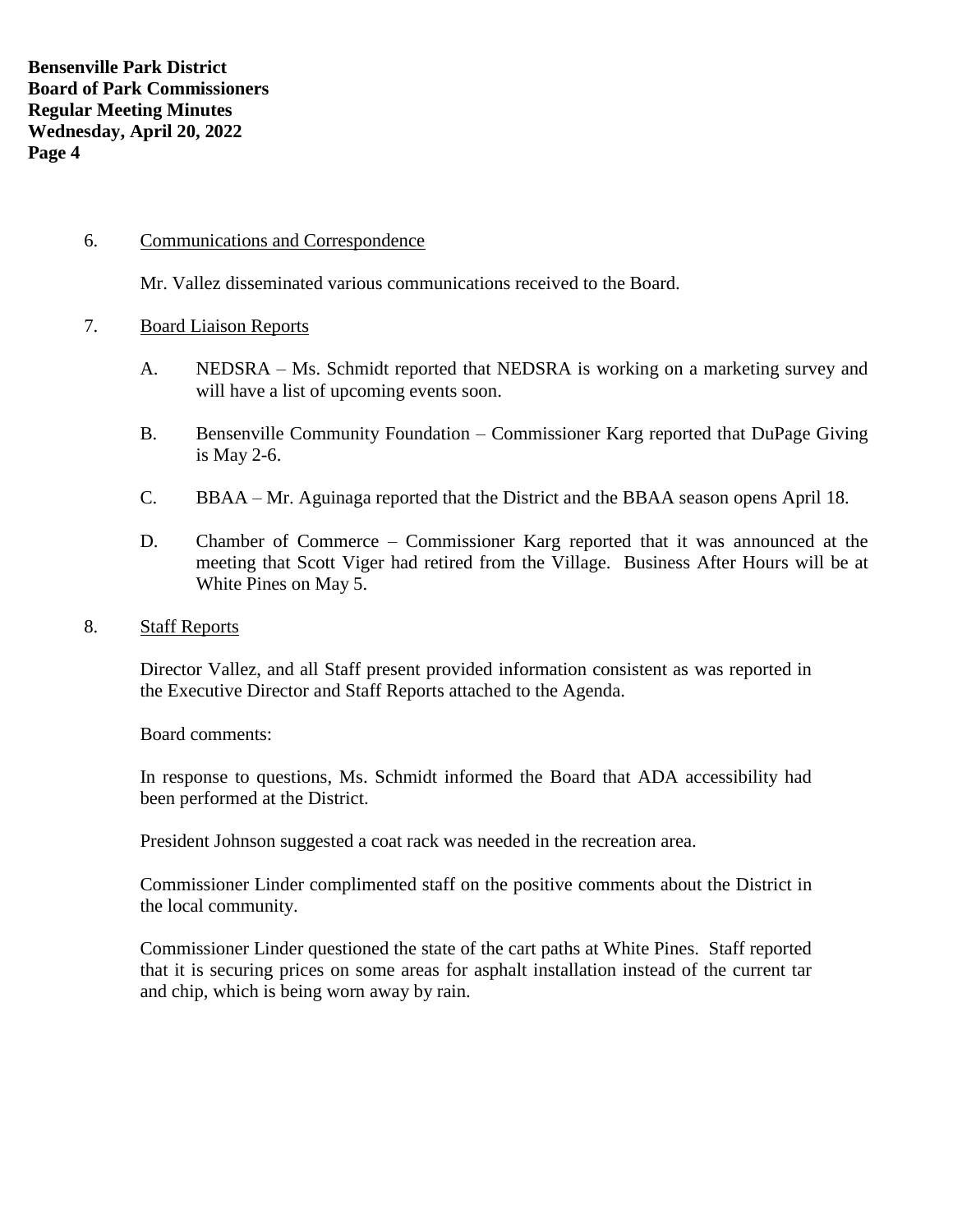6. Communications and Correspondence

Mr. Vallez disseminated various communications received to the Board.

7. Board Liaison Reports

A. NEDSRA – Ms. Schmidt reported that NEDSRA is working on a marketing survey and will have a list of upcoming events soon.

B. Bensenville Community Foundation – Commissioner Karg reported that DuPage Giving is May 2-6.

C. BBAA – Mr. Aguinaga reported that the District and the BBAA season opens April 18.

D. Chamber of Commerce – Commissioner Karg reported that it was announced at the meeting that Scott Viger had retired from the Village. Business After Hours will be at White Pines on May 5.

8. Staff Reports

Director Vallez, and all Staff present provided information consistent as was reported in the Executive Director and Staff Reports attached to the Agenda.

Board comments:

In response to questions, Ms. Schmidt informed the Board that ADA accessibility had been performed at the District.

President Johnson suggested a coat rack was needed in the recreation area.

Commissioner Linder complimented staff on the positive comments about the District in the local community.

Commissioner Linder questioned the state of the cart paths at White Pines. Staff reported that it is securing prices on some areas for asphalt installation instead of the current tar and chip, which is being worn away by rain.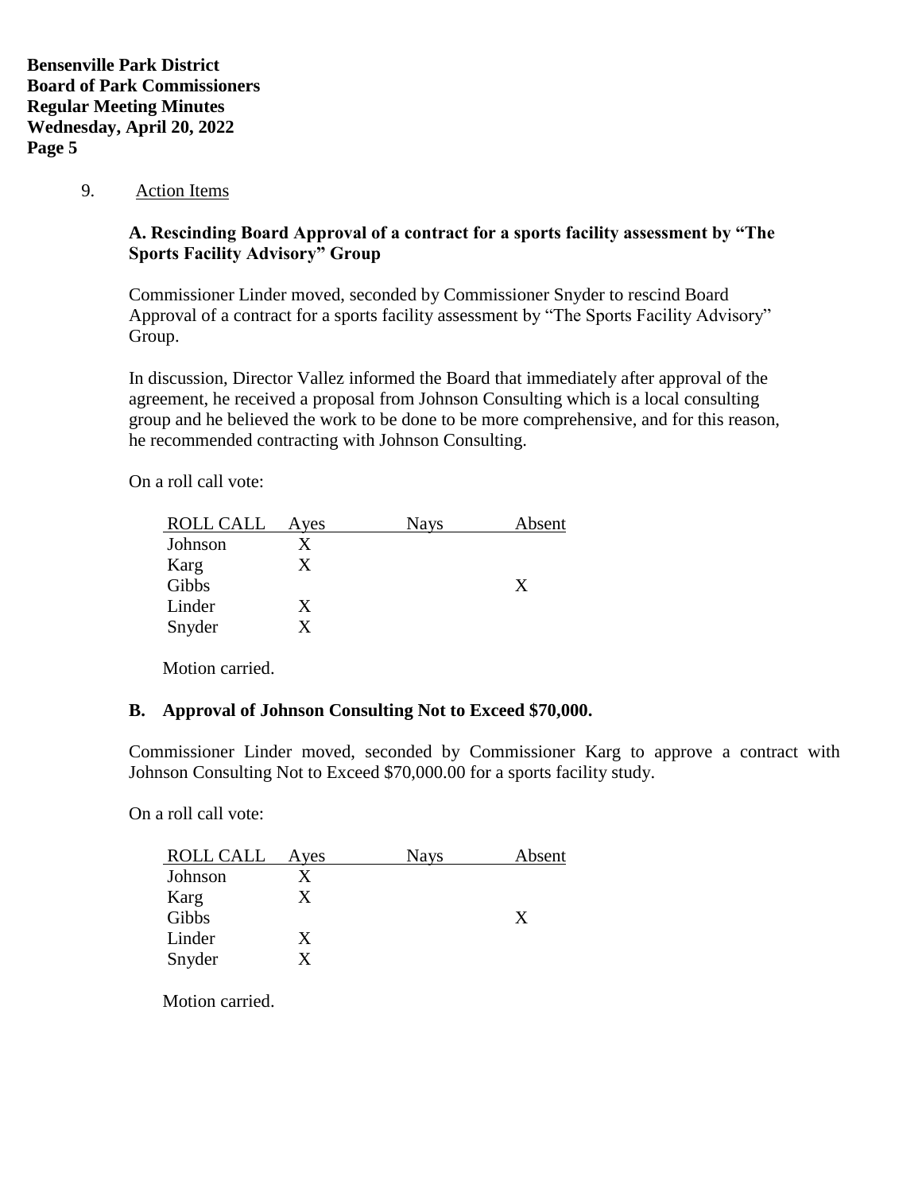9. Action Items

**A. Rescinding Board Approval of a contract for a sports facility assessment by "The Sports Facility Advisory" Group**

Commissioner Linder moved, seconded by Commissioner Snyder to rescind Board Approval of a contract for a sports facility assessment by "The Sports Facility Advisory" Group.

In discussion, Director Vallez informed the Board that immediately after approval of the agreement, he received a proposal from Johnson Consulting which is a local consulting group and he believed the work to be done to be more comprehensive, and for this reason, he recommended contracting with Johnson Consulting.

On a roll call vote:

| ROLL CALL | Ayes | Nays | Absent |
|---|---|---|---|
| Johnson | X | | |
| Karg | X | | |
| Gibbs | | | X |
| Linder | X | | |
| Snyder | X | | |

Motion carried.

**B. Approval of Johnson Consulting Not to Exceed $70,000.**

Commissioner Linder moved, seconded by Commissioner Karg to approve a contract with Johnson Consulting Not to Exceed $70,000.00 for a sports facility study.

On a roll call vote:

| ROLL CALL | Ayes | Nays | Absent |
|---|---|---|---|
| Johnson | X | | |
| Karg | X | | |
| Gibbs | | | X |
| Linder | X | | |
| Snyder | X | | |

Motion carried.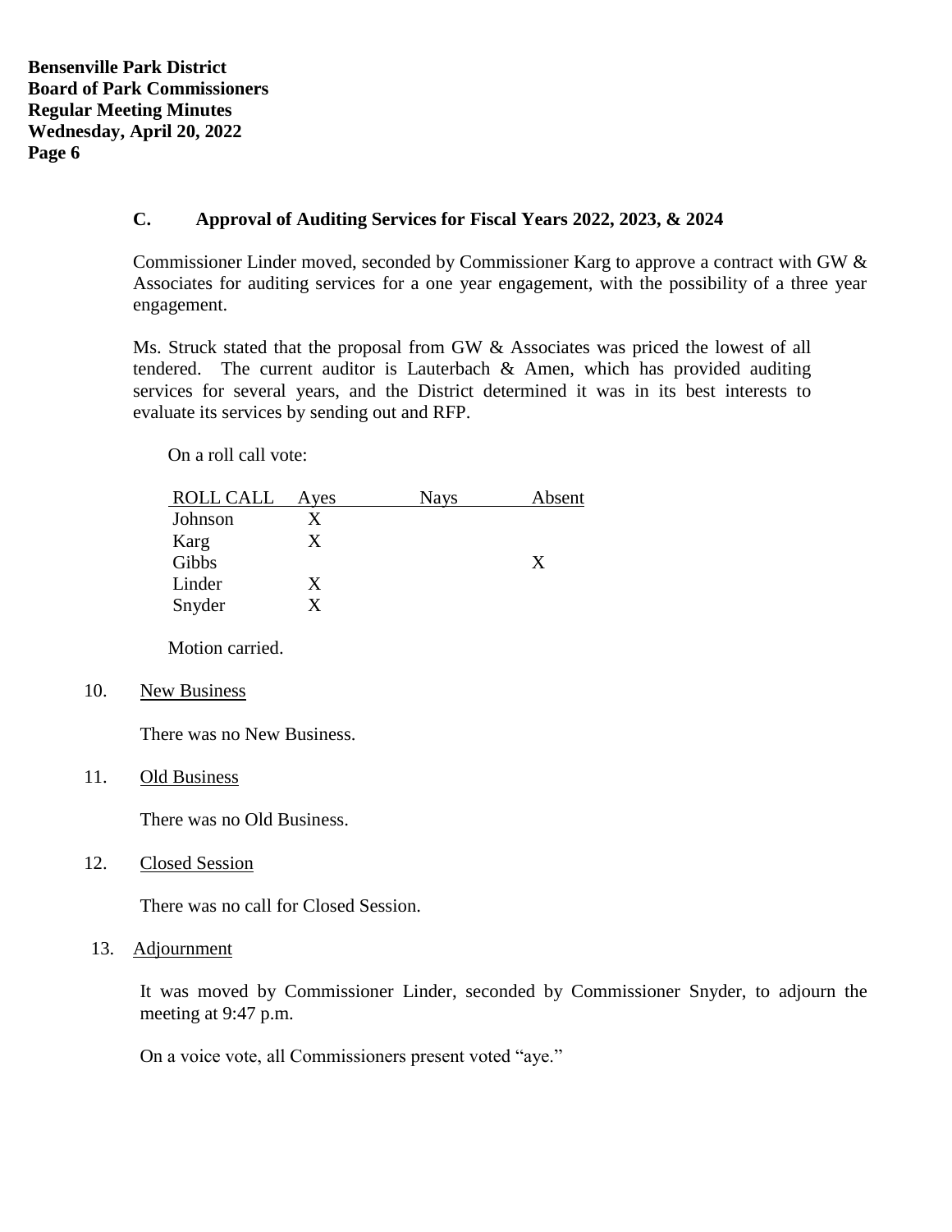### C. Approval of Auditing Services for Fiscal Years 2022, 2023, & 2024

Commissioner Linder moved, seconded by Commissioner Karg to approve a contract with GW & Associates for auditing services for a one year engagement, with the possibility of a three year engagement.

Ms. Struck stated that the proposal from GW & Associates was priced the lowest of all tendered. The current auditor is Lauterbach & Amen, which has provided auditing services for several years, and the District determined it was in its best interests to evaluate its services by sending out and RFP.

On a roll call vote:

| ROLL CALL | Ayes | Nays | Absent |
|---|---|---|---|
| Johnson | X | | |
| Karg | X | | |
| Gibbs | | | X |
| Linder | X | | |
| Snyder | X | | |

Motion carried.

10. New Business

There was no New Business.

11. Old Business

There was no Old Business.

12. Closed Session

There was no call for Closed Session.

13. Adjournment

It was moved by Commissioner Linder, seconded by Commissioner Snyder, to adjourn the meeting at 9:47 p.m.

On a voice vote, all Commissioners present voted "aye."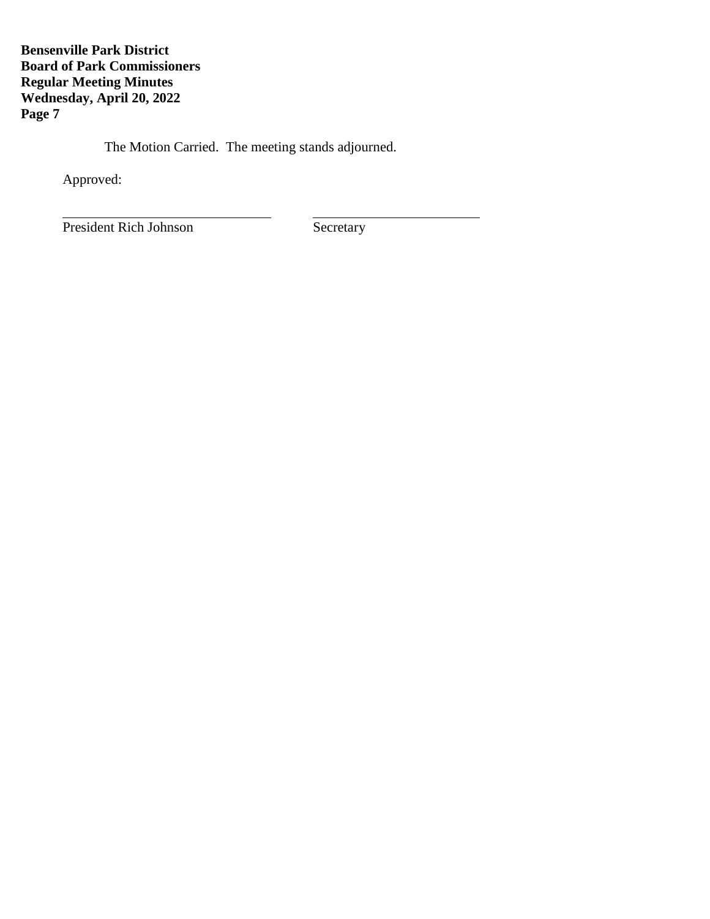The Motion Carried. The meeting stands adjourned.

Approved:

\_\_\_\_\_\_\_\_\_\_\_\_\_\_\_\_\_\_\_\_\_\_\_\_\_\_\_\_\_\_ \_\_\_\_\_\_\_\_\_\_\_\_\_\_\_\_\_\_\_\_\_\_\_\_\_\_\_\_\_\_

President Rich Johnson Secretary